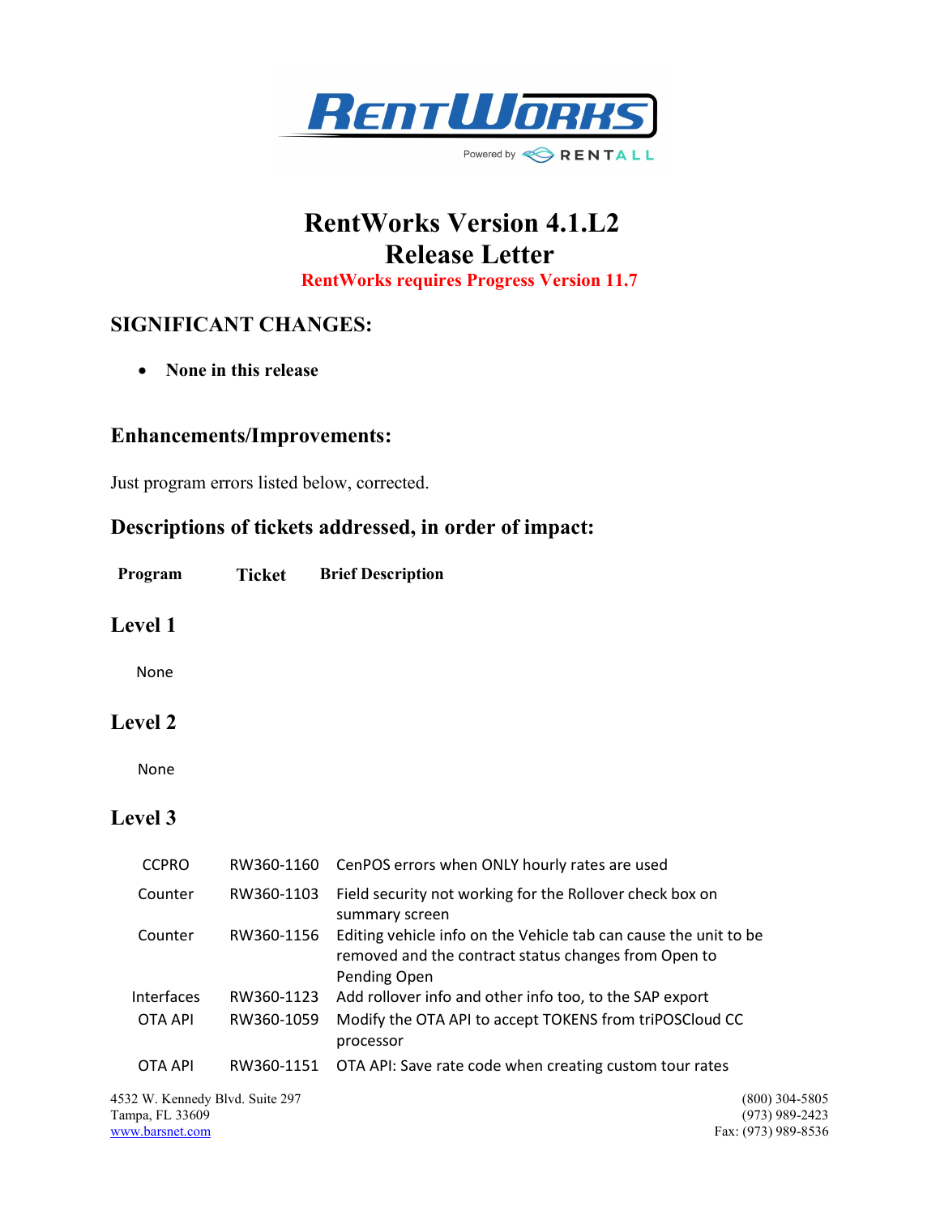# RentWorks Version 4.1.L2
# Release Letter

**RentWorks requires Progress Version 11.7**

## SIGNIFICANT CHANGES:

- **None in this release**

## Enhancements/Improvements:

Just program errors listed below, corrected.

## Descriptions of tickets addressed, in order of impact:

| Program | Ticket | Brief Description |
|---|---|---|

## Level 1

None

## Level 2

None

## Level 3

| Program | Ticket | Brief Description |
|---|---|---|
| CCPRO | RW360-1160 | CenPOS errors when ONLY hourly rates are used |
| Counter | RW360-1103 | Field security not working for the Rollover check box on summary screen |
| Counter | RW360-1156 | Editing vehicle info on the Vehicle tab can cause the unit to be removed and the contract status changes from Open to Pending Open |
| Interfaces | RW360-1123 | Add rollover info and other info too, to the SAP export |
| OTA API | RW360-1059 | Modify the OTA API to accept TOKENS from triPOSCloud CC processor |
| OTA API | RW360-1151 | OTA API: Save rate code when creating custom tour rates |

4532 W. Kennedy Blvd. Suite 297
Tampa, FL 33609
www.barsnet.com

(800) 304-5805
(973) 989-2423
Fax: (973) 989-8536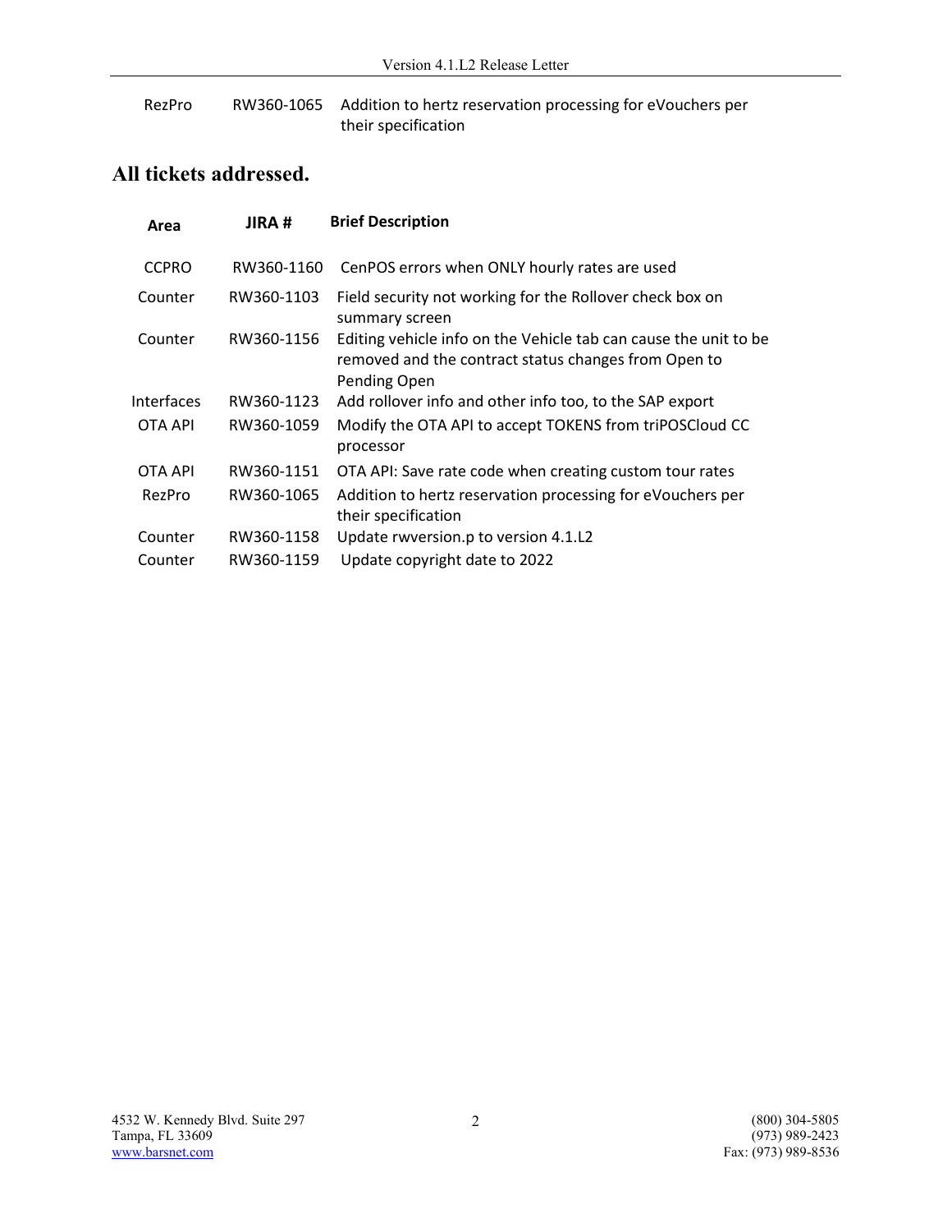| | | |
|---|---|---|
| RezPro | RW360-1065 | Addition to hertz reservation processing for eVouchers per their specification |

## All tickets addressed.

| Area | JIRA # | Brief Description |
|---|---|---|
| CCPRO | RW360-1160 | CenPOS errors when ONLY hourly rates are used |
| Counter | RW360-1103 | Field security not working for the Rollover check box on summary screen |
| Counter | RW360-1156 | Editing vehicle info on the Vehicle tab can cause the unit to be removed and the contract status changes from Open to Pending Open |
| Interfaces | RW360-1123 | Add rollover info and other info too, to the SAP export |
| OTA API | RW360-1059 | Modify the OTA API to accept TOKENS from triPOSCloud CC processor |
| OTA API | RW360-1151 | OTA API: Save rate code when creating custom tour rates |
| RezPro | RW360-1065 | Addition to hertz reservation processing for eVouchers per their specification |
| Counter | RW360-1158 | Update rwversion.p to version 4.1.L2 |
| Counter | RW360-1159 | Update copyright date to 2022 |

4532 W. Kennedy Blvd. Suite 297
Tampa, FL 33609
www.barsnet.com

(800) 304-5805
(973) 989-2423
Fax: (973) 989-8536